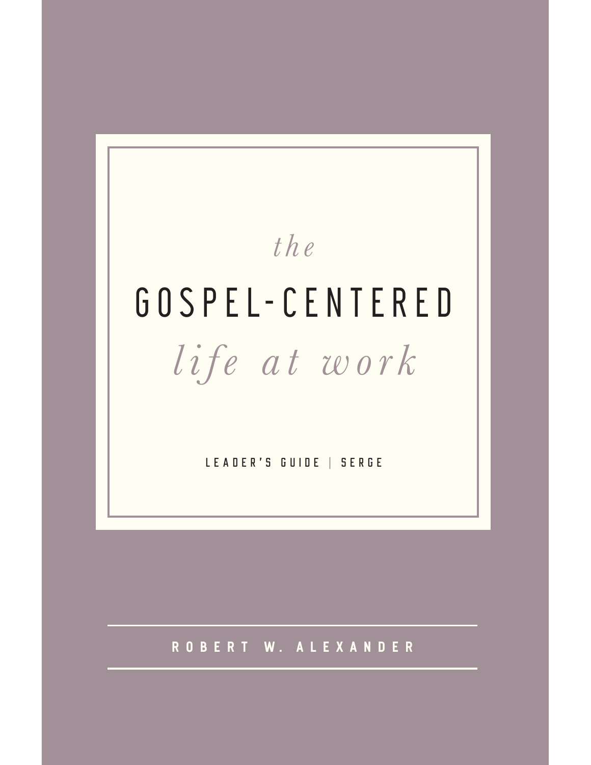# *the* GOSPEL-CENTERED *life at work*

LEADER'S GUIDE | SERGE

ROBERT W. ALEXANDER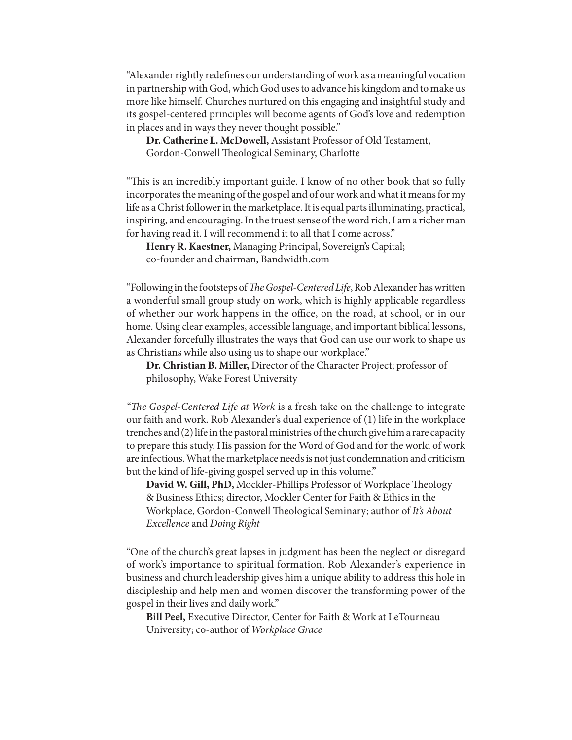"Alexander rightly redefines our understanding of work as a meaningful vocation in partnership with God, which God uses to advance his kingdom and to make us more like himself. Churches nurtured on this engaging and insightful study and its gospel-centered principles will become agents of God's love and redemption in places and in ways they never thought possible."

**Dr. Catherine L. McDowell,** Assistant Professor of Old Testament, Gordon-Conwell Theological Seminary, Charlotte

"This is an incredibly important guide. I know of no other book that so fully incorporates the meaning of the gospel and of our work and what it means for my life as a Christ follower in the marketplace. It is equal parts illuminating, practical, inspiring, and encouraging. In the truest sense of the word rich, I am a richer man for having read it. I will recommend it to all that I come across."

**Henry R. Kaestner,** Managing Principal, Sovereign's Capital; co-founder and chairman, Bandwidth.com

"Following in the footsteps of *The Gospel-Centered Life*, Rob Alexander has written a wonderful small group study on work, which is highly applicable regardless of whether our work happens in the office, on the road, at school, or in our home. Using clear examples, accessible language, and important biblical lessons, Alexander forcefully illustrates the ways that God can use our work to shape us as Christians while also using us to shape our workplace."

**Dr. Christian B. Miller,** Director of the Character Project; professor of philosophy, Wake Forest University

"*The Gospel-Centered Life at Work* is a fresh take on the challenge to integrate our faith and work. Rob Alexander's dual experience of (1) life in the workplace trenches and (2) life in the pastoral ministries of the church give him a rare capacity to prepare this study. His passion for the Word of God and for the world of work are infectious. What the marketplace needs is not just condemnation and criticism but the kind of life-giving gospel served up in this volume."

**David W. Gill, PhD,** Mockler-Phillips Professor of Workplace Theology & Business Ethics; director, Mockler Center for Faith & Ethics in the Workplace, Gordon-Conwell Theological Seminary; author of *It's About Excellence* and *Doing Right*

"One of the church's great lapses in judgment has been the neglect or disregard of work's importance to spiritual formation. Rob Alexander's experience in business and church leadership gives him a unique ability to address this hole in discipleship and help men and women discover the transforming power of the gospel in their lives and daily work."

**Bill Peel,** Executive Director, Center for Faith & Work at LeTourneau University; co-author of *Workplace Grace*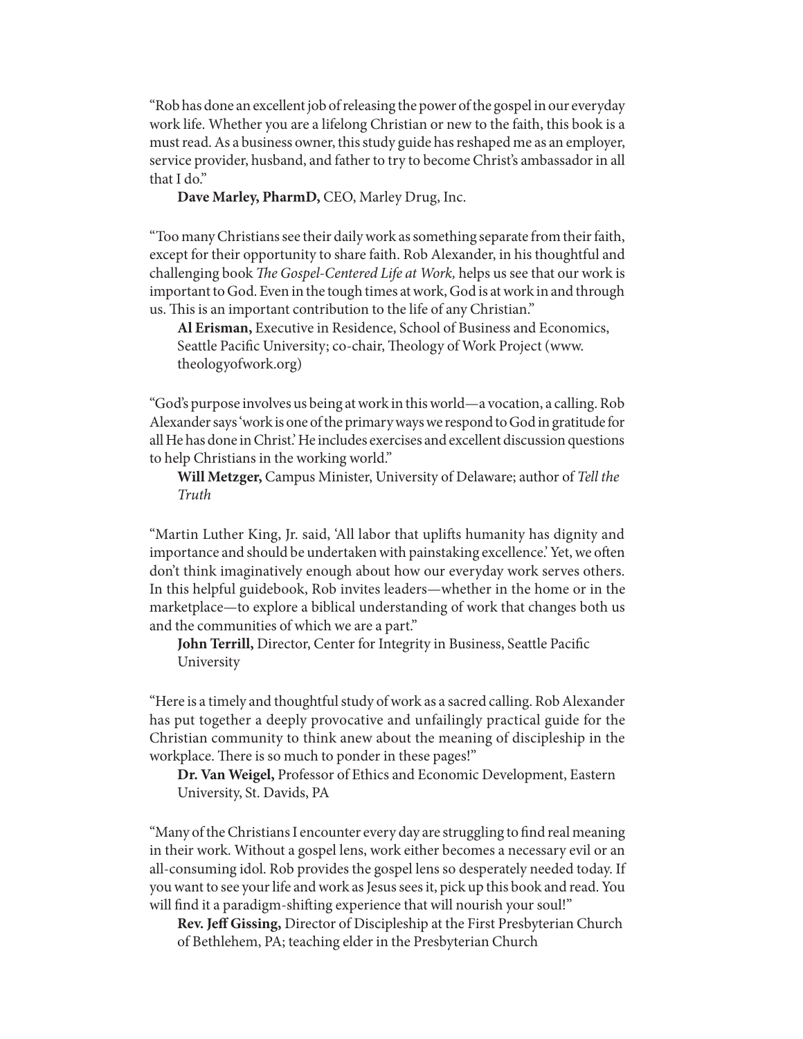"Rob has done an excellent job of releasing the power of the gospel in our everyday work life. Whether you are a lifelong Christian or new to the faith, this book is a must read. As a business owner, this study guide has reshaped me as an employer, service provider, husband, and father to try to become Christ's ambassador in all that I do."

**Dave Marley, PharmD,** CEO, Marley Drug, Inc.

"Too many Christians see their daily work as something separate from their faith, except for their opportunity to share faith. Rob Alexander, in his thoughtful and challenging book *The Gospel-Centered Life at Work,* helps us see that our work is important to God. Even in the tough times at work, God is at work in and through us. This is an important contribution to the life of any Christian."

**Al Erisman,** Executive in Residence, School of Business and Economics, Seattle Pacific University; co-chair, Theology of Work Project (www.theologyofwork.org)

"God's purpose involves us being at work in this world—a vocation, a calling. Rob Alexander says 'work is one of the primary ways we respond to God in gratitude for all He has done in Christ.' He includes exercises and excellent discussion questions to help Christians in the working world."

**Will Metzger,** Campus Minister, University of Delaware; author of *Tell the Truth*

"Martin Luther King, Jr. said, 'All labor that uplifts humanity has dignity and importance and should be undertaken with painstaking excellence.' Yet, we often don't think imaginatively enough about how our everyday work serves others. In this helpful guidebook, Rob invites leaders—whether in the home or in the marketplace—to explore a biblical understanding of work that changes both us and the communities of which we are a part."

**John Terrill,** Director, Center for Integrity in Business, Seattle Pacific University

"Here is a timely and thoughtful study of work as a sacred calling. Rob Alexander has put together a deeply provocative and unfailingly practical guide for the Christian community to think anew about the meaning of discipleship in the workplace. There is so much to ponder in these pages!"

**Dr. Van Weigel,** Professor of Ethics and Economic Development, Eastern University, St. Davids, PA

"Many of the Christians I encounter every day are struggling to find real meaning in their work. Without a gospel lens, work either becomes a necessary evil or an all-consuming idol. Rob provides the gospel lens so desperately needed today. If you want to see your life and work as Jesus sees it, pick up this book and read. You will find it a paradigm-shifting experience that will nourish your soul!"

**Rev. Jeff Gissing,** Director of Discipleship at the First Presbyterian Church of Bethlehem, PA; teaching elder in the Presbyterian Church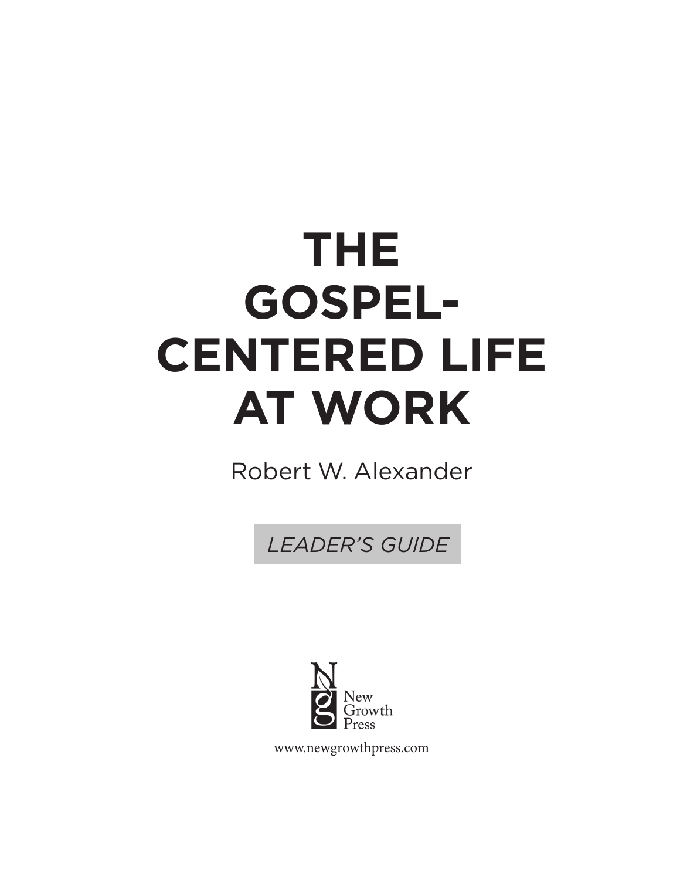# THE GOSPEL-CENTERED LIFE AT WORK

Robert W. Alexander

*LEADER'S GUIDE*

New Growth Press

www.newgrowthpress.com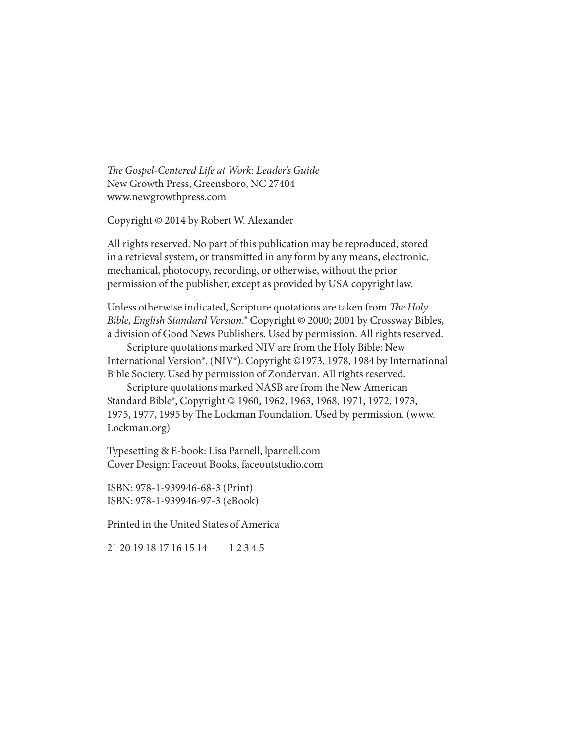*The Gospel-Centered Life at Work: Leader's Guide*
New Growth Press, Greensboro, NC 27404
www.newgrowthpress.com

Copyright © 2014 by Robert W. Alexander

All rights reserved. No part of this publication may be reproduced, stored in a retrieval system, or transmitted in any form by any means, electronic, mechanical, photocopy, recording, or otherwise, without the prior permission of the publisher, except as provided by USA copyright law.

Unless otherwise indicated, Scripture quotations are taken from *The Holy Bible, English Standard Version*.® Copyright © 2000; 2001 by Crossway Bibles, a division of Good News Publishers. Used by permission. All rights reserved.

Scripture quotations marked NIV are from the Holy Bible: New International Version®. (NIV®). Copyright ©1973, 1978, 1984 by International Bible Society. Used by permission of Zondervan. All rights reserved.

Scripture quotations marked NASB are from the New American Standard Bible®, Copyright © 1960, 1962, 1963, 1968, 1971, 1972, 1973, 1975, 1977, 1995 by The Lockman Foundation. Used by permission. (www.Lockman.org)

Typesetting & E-book: Lisa Parnell, lparnell.com
Cover Design: Faceout Books, faceoutstudio.com

ISBN: 978-1-939946-68-3 (Print)
ISBN: 978-1-939946-97-3 (eBook)

Printed in the United States of America

21 20 19 18 17 16 15 14 1 2 3 4 5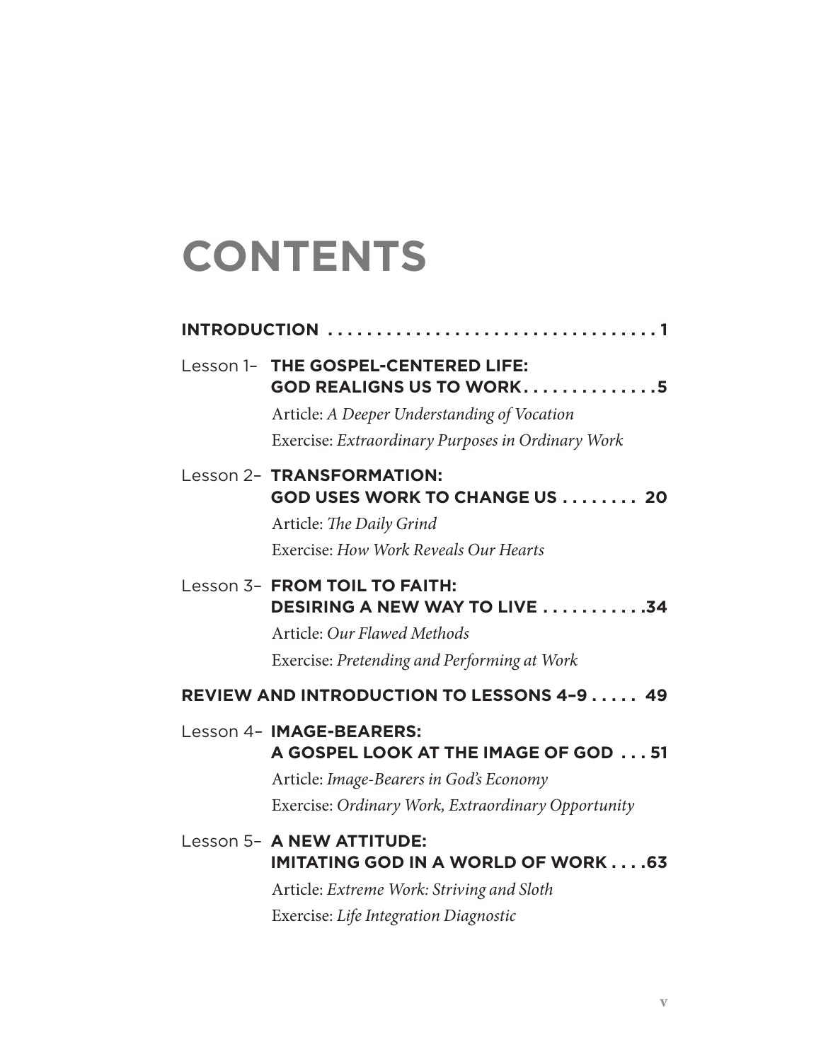# CONTENTS

**INTRODUCTION** . . . . . . . . . . . . . . . . . . . . . . . . . . . . . . . . . . **1**

Lesson 1– **THE GOSPEL-CENTERED LIFE: GOD REALIGNS US TO WORK** . . . . . . . . . . . . . . **5**

Article: *A Deeper Understanding of Vocation*
Exercise: *Extraordinary Purposes in Ordinary Work*

Lesson 2– **TRANSFORMATION: GOD USES WORK TO CHANGE US** . . . . . . . . **20**

Article: *The Daily Grind*
Exercise: *How Work Reveals Our Hearts*

Lesson 3– **FROM TOIL TO FAITH: DESIRING A NEW WAY TO LIVE** . . . . . . . . . . . **34**

Article: *Our Flawed Methods*
Exercise: *Pretending and Performing at Work*

**REVIEW AND INTRODUCTION TO LESSONS 4–9** . . . . . **49**

Lesson 4– **IMAGE-BEARERS: A GOSPEL LOOK AT THE IMAGE OF GOD** . . . **51**

Article: *Image-Bearers in God's Economy*
Exercise: *Ordinary Work, Extraordinary Opportunity*

Lesson 5– **A NEW ATTITUDE: IMITATING GOD IN A WORLD OF WORK** . . . . **63**

Article: *Extreme Work: Striving and Sloth*
Exercise: *Life Integration Diagnostic*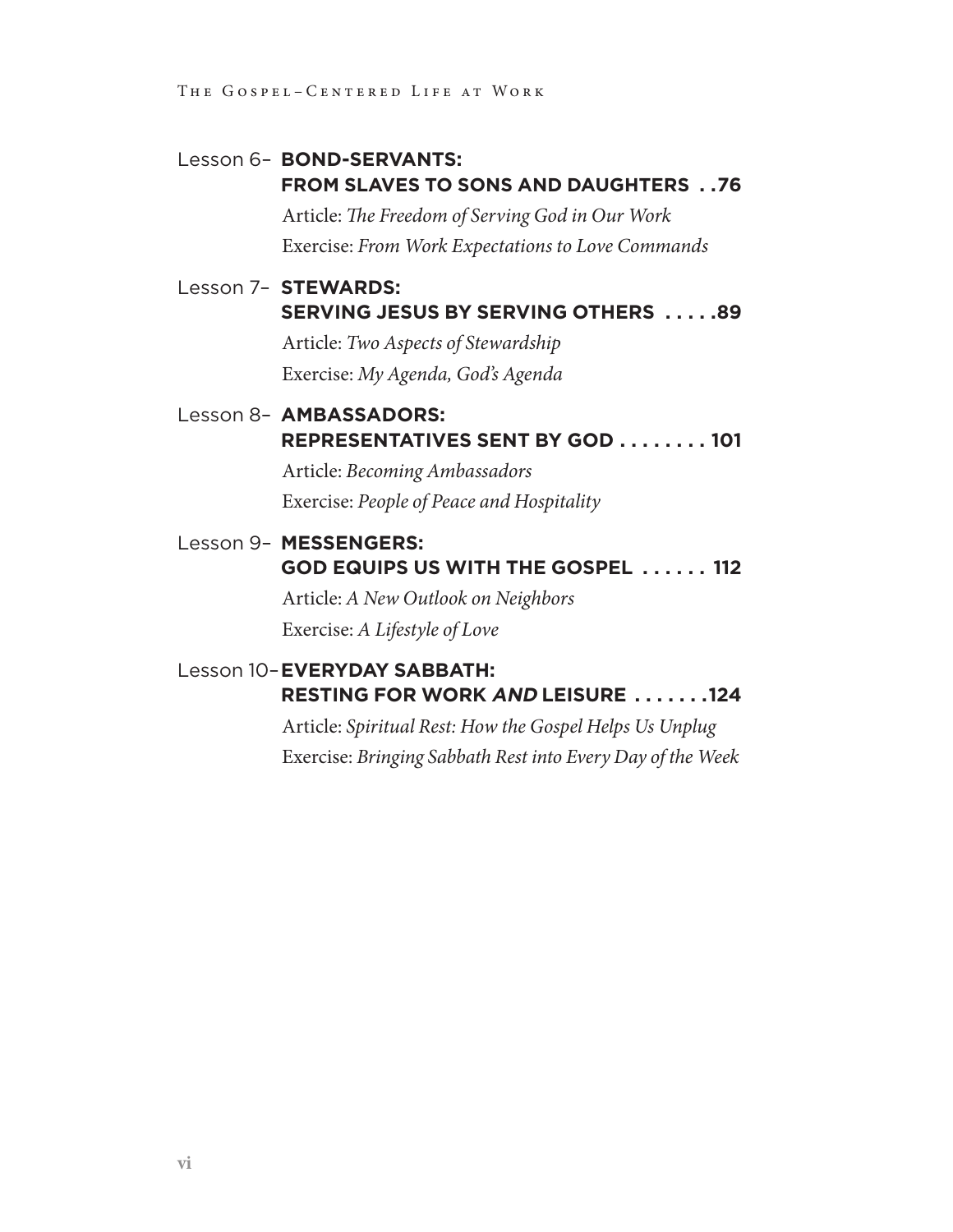Lesson 6– **BOND-SERVANTS: FROM SLAVES TO SONS AND DAUGHTERS . . 76**

Article: *The Freedom of Serving God in Our Work*

Exercise: *From Work Expectations to Love Commands*

Lesson 7– **STEWARDS: SERVING JESUS BY SERVING OTHERS . . . . . 89**

Article: *Two Aspects of Stewardship*

Exercise: *My Agenda, God's Agenda*

Lesson 8– **AMBASSADORS: REPRESENTATIVES SENT BY GOD . . . . . . . . 101**

Article: *Becoming Ambassadors*

Exercise: *People of Peace and Hospitality*

Lesson 9– **MESSENGERS: GOD EQUIPS US WITH THE GOSPEL . . . . . . 112**

Article: *A New Outlook on Neighbors*

Exercise: *A Lifestyle of Love*

Lesson 10– **EVERYDAY SABBATH: RESTING FOR WORK *AND* LEISURE . . . . . . . 124**

Article: *Spiritual Rest: How the Gospel Helps Us Unplug*

Exercise: *Bringing Sabbath Rest into Every Day of the Week*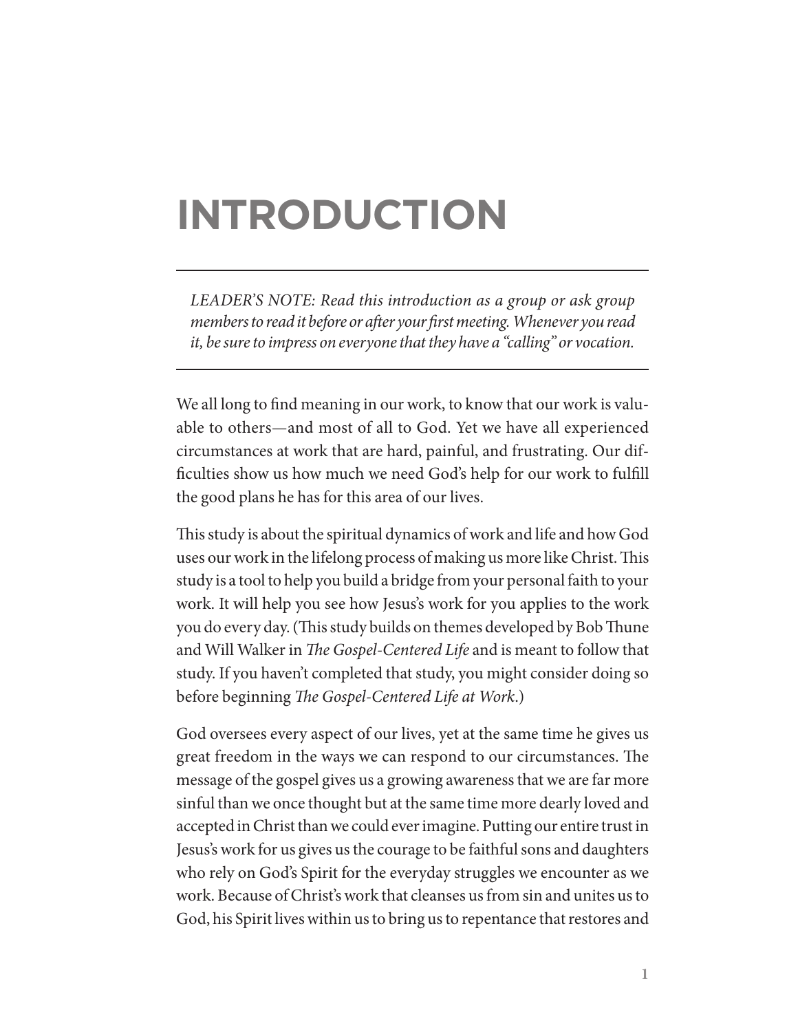# INTRODUCTION

*LEADER'S NOTE: Read this introduction as a group or ask group members to read it before or after your first meeting. Whenever you read it, be sure to impress on everyone that they have a "calling" or vocation.*

We all long to find meaning in our work, to know that our work is valuable to others—and most of all to God. Yet we have all experienced circumstances at work that are hard, painful, and frustrating. Our difficulties show us how much we need God's help for our work to fulfill the good plans he has for this area of our lives.

This study is about the spiritual dynamics of work and life and how God uses our work in the lifelong process of making us more like Christ. This study is a tool to help you build a bridge from your personal faith to your work. It will help you see how Jesus's work for you applies to the work you do every day. (This study builds on themes developed by Bob Thune and Will Walker in *The Gospel-Centered Life* and is meant to follow that study. If you haven't completed that study, you might consider doing so before beginning *The Gospel-Centered Life at Work*.)

God oversees every aspect of our lives, yet at the same time he gives us great freedom in the ways we can respond to our circumstances. The message of the gospel gives us a growing awareness that we are far more sinful than we once thought but at the same time more dearly loved and accepted in Christ than we could ever imagine. Putting our entire trust in Jesus's work for us gives us the courage to be faithful sons and daughters who rely on God's Spirit for the everyday struggles we encounter as we work. Because of Christ's work that cleanses us from sin and unites us to God, his Spirit lives within us to bring us to repentance that restores and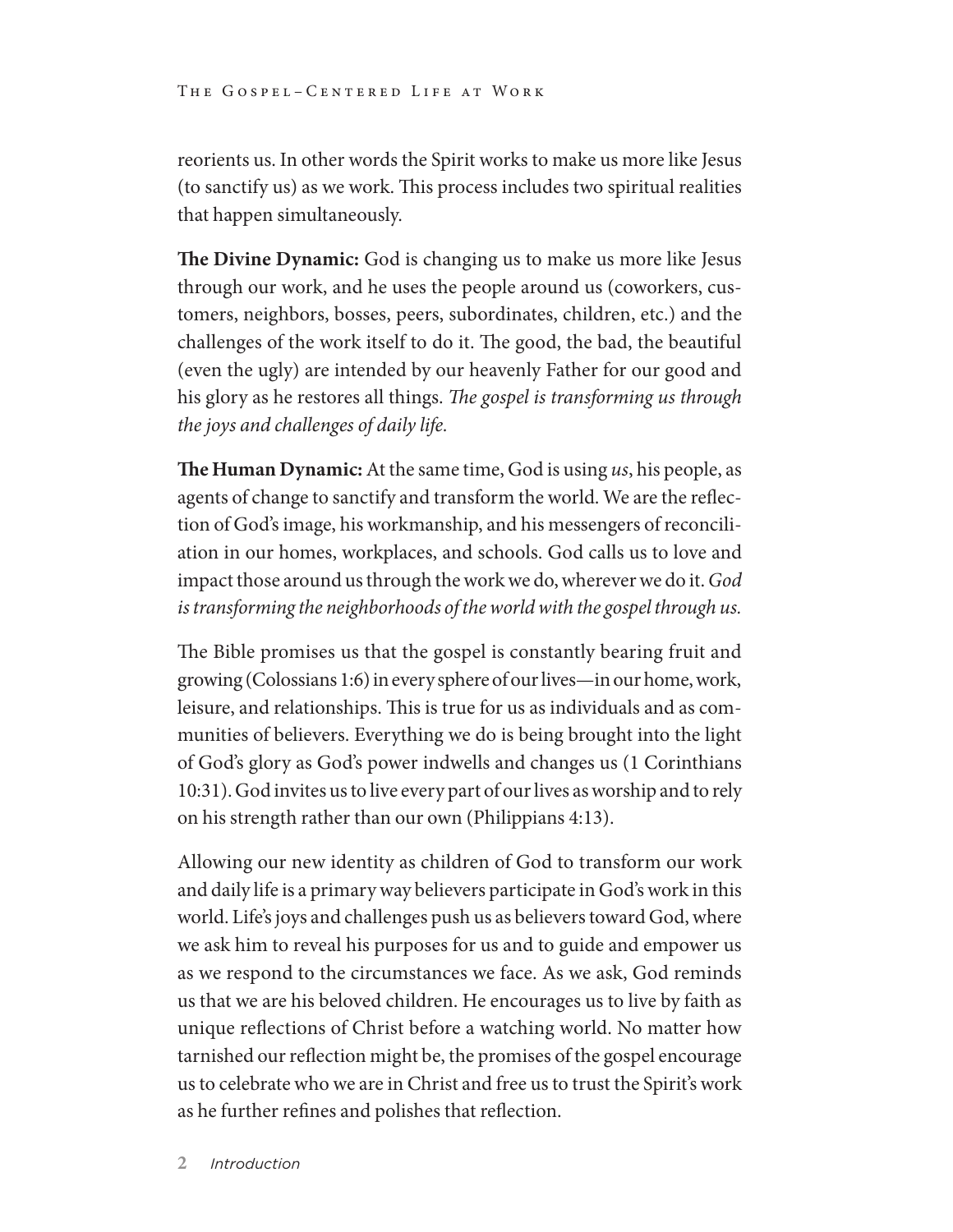reorients us. In other words the Spirit works to make us more like Jesus (to sanctify us) as we work. This process includes two spiritual realities that happen simultaneously.

**The Divine Dynamic:** God is changing us to make us more like Jesus through our work, and he uses the people around us (coworkers, customers, neighbors, bosses, peers, subordinates, children, etc.) and the challenges of the work itself to do it. The good, the bad, the beautiful (even the ugly) are intended by our heavenly Father for our good and his glory as he restores all things. *The gospel is transforming us through the joys and challenges of daily life.*

**The Human Dynamic:** At the same time, God is using *us*, his people, as agents of change to sanctify and transform the world. We are the reflection of God's image, his workmanship, and his messengers of reconciliation in our homes, workplaces, and schools. God calls us to love and impact those around us through the work we do, wherever we do it. *God is transforming the neighborhoods of the world with the gospel through us.*

The Bible promises us that the gospel is constantly bearing fruit and growing (Colossians 1:6) in every sphere of our lives—in our home, work, leisure, and relationships. This is true for us as individuals and as communities of believers. Everything we do is being brought into the light of God's glory as God's power indwells and changes us (1 Corinthians 10:31). God invites us to live every part of our lives as worship and to rely on his strength rather than our own (Philippians 4:13).

Allowing our new identity as children of God to transform our work and daily life is a primary way believers participate in God's work in this world. Life's joys and challenges push us as believers toward God, where we ask him to reveal his purposes for us and to guide and empower us as we respond to the circumstances we face. As we ask, God reminds us that we are his beloved children. He encourages us to live by faith as unique reflections of Christ before a watching world. No matter how tarnished our reflection might be, the promises of the gospel encourage us to celebrate who we are in Christ and free us to trust the Spirit's work as he further refines and polishes that reflection.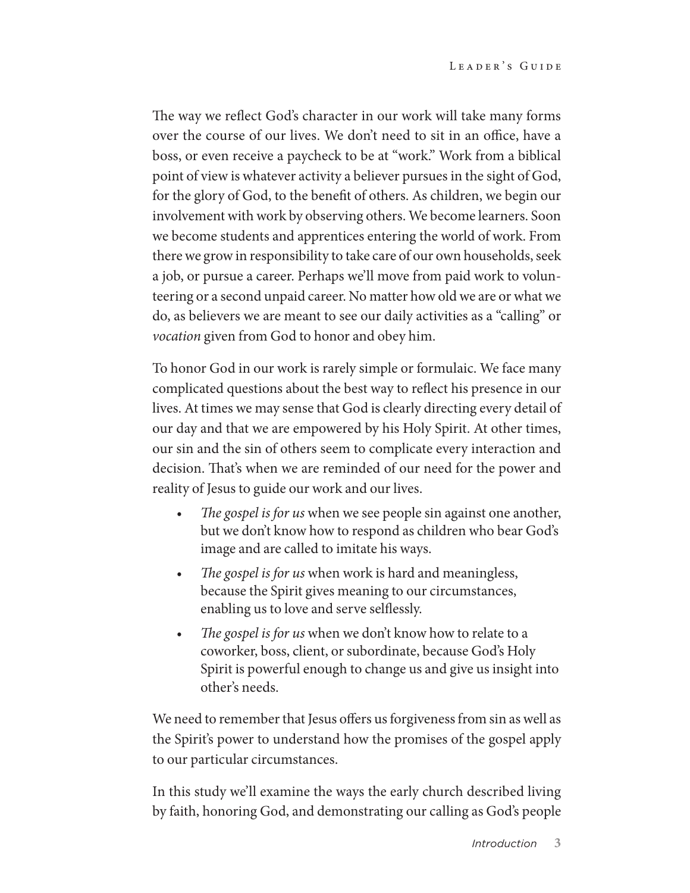The way we reflect God's character in our work will take many forms over the course of our lives. We don't need to sit in an office, have a boss, or even receive a paycheck to be at "work." Work from a biblical point of view is whatever activity a believer pursues in the sight of God, for the glory of God, to the benefit of others. As children, we begin our involvement with work by observing others. We become learners. Soon we become students and apprentices entering the world of work. From there we grow in responsibility to take care of our own households, seek a job, or pursue a career. Perhaps we'll move from paid work to volunteering or a second unpaid career. No matter how old we are or what we do, as believers we are meant to see our daily activities as a "calling" or *vocation* given from God to honor and obey him.

To honor God in our work is rarely simple or formulaic. We face many complicated questions about the best way to reflect his presence in our lives. At times we may sense that God is clearly directing every detail of our day and that we are empowered by his Holy Spirit. At other times, our sin and the sin of others seem to complicate every interaction and decision. That's when we are reminded of our need for the power and reality of Jesus to guide our work and our lives.

- *The gospel is for us* when we see people sin against one another, but we don't know how to respond as children who bear God's image and are called to imitate his ways.
- *The gospel is for us* when work is hard and meaningless, because the Spirit gives meaning to our circumstances, enabling us to love and serve selflessly.
- *The gospel is for us* when we don't know how to relate to a coworker, boss, client, or subordinate, because God's Holy Spirit is powerful enough to change us and give us insight into other's needs.

We need to remember that Jesus offers us forgiveness from sin as well as the Spirit's power to understand how the promises of the gospel apply to our particular circumstances.

In this study we'll examine the ways the early church described living by faith, honoring God, and demonstrating our calling as God's people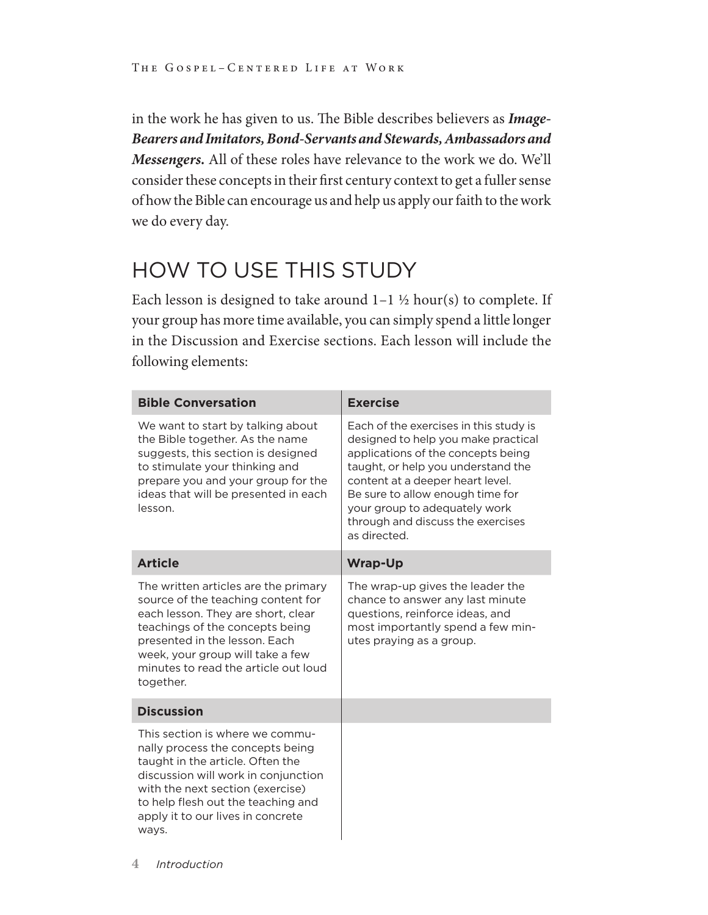in the work he has given to us. The Bible describes believers as ***Image-Bearers and Imitators, Bond-Servants and Stewards, Ambassadors and Messengers.*** All of these roles have relevance to the work we do. We'll consider these concepts in their first century context to get a fuller sense of how the Bible can encourage us and help us apply our faith to the work we do every day.

## HOW TO USE THIS STUDY

Each lesson is designed to take around 1–1 ½ hour(s) to complete. If your group has more time available, you can simply spend a little longer in the Discussion and Exercise sections. Each lesson will include the following elements:

**Bible Conversation**

We want to start by talking about the Bible together. As the name suggests, this section is designed to stimulate your thinking and prepare you and your group for the ideas that will be presented in each lesson.

**Article**

The written articles are the primary source of the teaching content for each lesson. They are short, clear teachings of the concepts being presented in the lesson. Each week, your group will take a few minutes to read the article out loud together.

**Discussion**

This section is where we communally process the concepts being taught in the article. Often the discussion will work in conjunction with the next section (exercise) to help flesh out the teaching and apply it to our lives in concrete ways.

**Exercise**

Each of the exercises in this study is designed to help you make practical applications of the concepts being taught, or help you understand the content at a deeper heart level. Be sure to allow enough time for your group to adequately work through and discuss the exercises as directed.

**Wrap-Up**

The wrap-up gives the leader the chance to answer any last minute questions, reinforce ideas, and most importantly spend a few minutes praying as a group.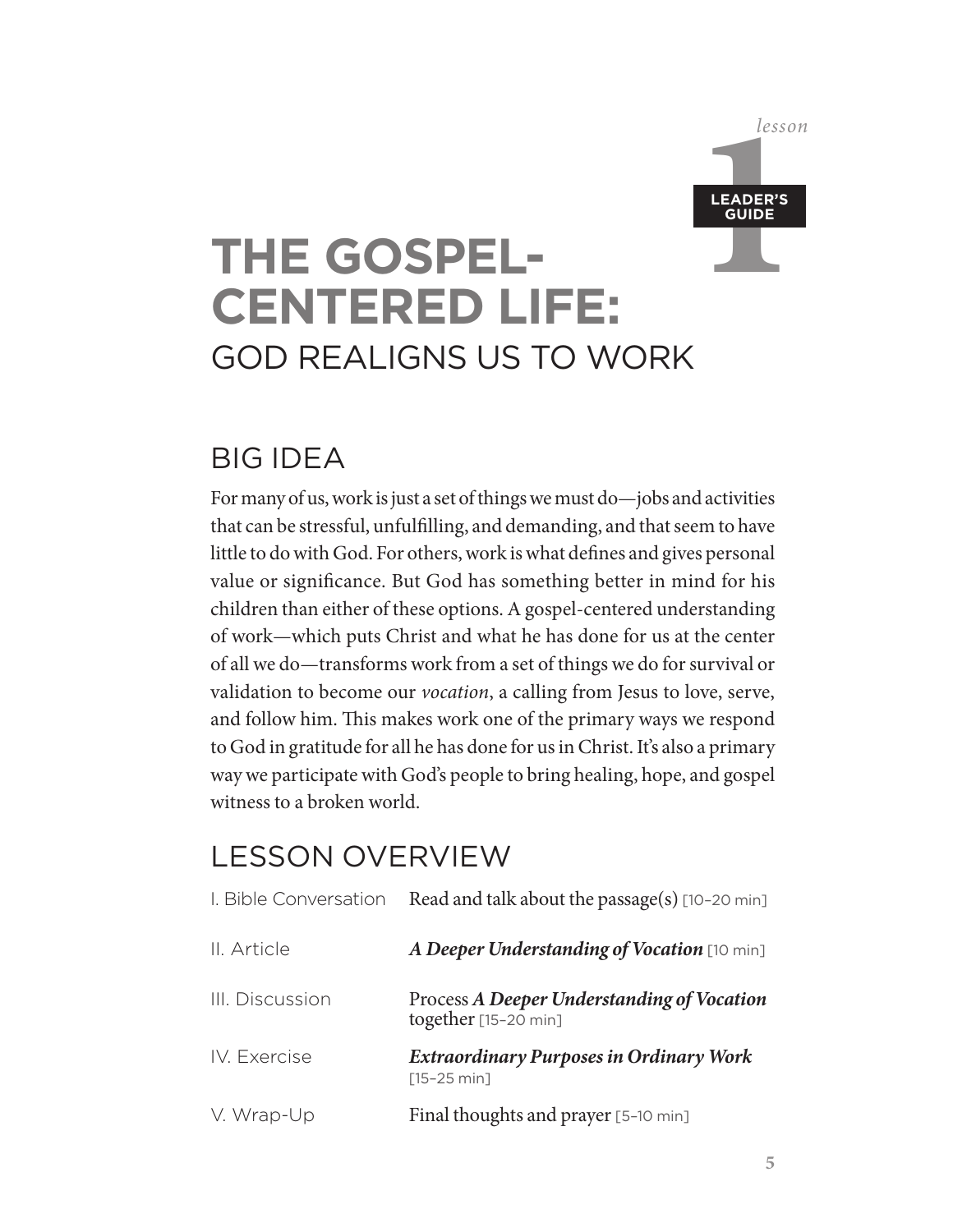lesson **1** LEADER'S GUIDE

# THE GOSPEL-CENTERED LIFE: GOD REALIGNS US TO WORK

## BIG IDEA

For many of us, work is just a set of things we must do—jobs and activities that can be stressful, unfulfilling, and demanding, and that seem to have little to do with God. For others, work is what defines and gives personal value or significance. But God has something better in mind for his children than either of these options. A gospel-centered understanding of work—which puts Christ and what he has done for us at the center of all we do—transforms work from a set of things we do for survival or validation to become our *vocation*, a calling from Jesus to love, serve, and follow him. This makes work one of the primary ways we respond to God in gratitude for all he has done for us in Christ. It's also a primary way we participate with God's people to bring healing, hope, and gospel witness to a broken world.

## LESSON OVERVIEW

| | |
|---|---|
| I. Bible Conversation | Read and talk about the passage(s) [10–20 min] |
| II. Article | ***A Deeper Understanding of Vocation*** [10 min] |
| III. Discussion | Process ***A Deeper Understanding of Vocation*** together [15–20 min] |
| IV. Exercise | ***Extraordinary Purposes in Ordinary Work*** [15–25 min] |
| V. Wrap-Up | Final thoughts and prayer [5–10 min] |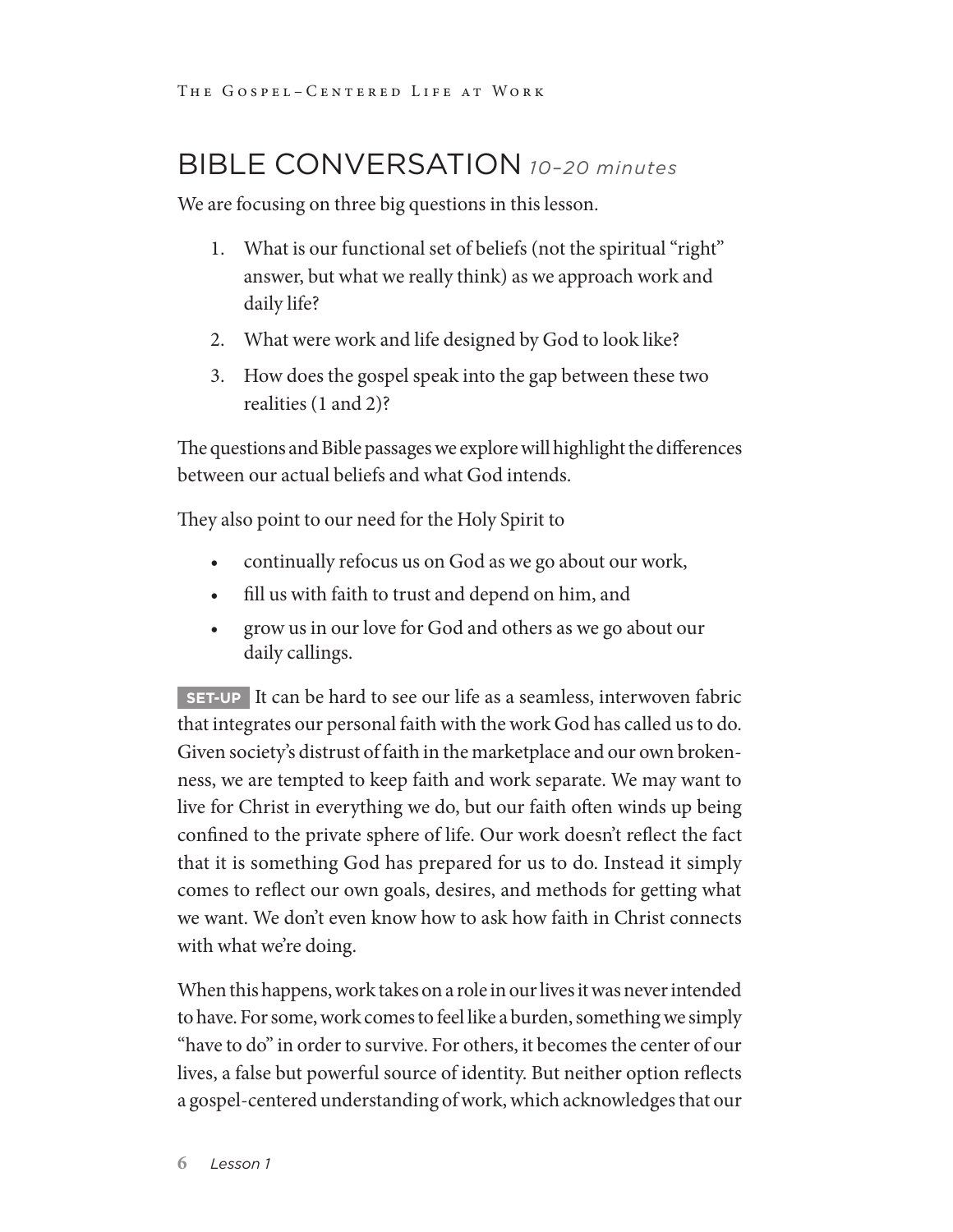## BIBLE CONVERSATION *10–20 minutes*

We are focusing on three big questions in this lesson.

1. What is our functional set of beliefs (not the spiritual "right" answer, but what we really think) as we approach work and daily life?
2. What were work and life designed by God to look like?
3. How does the gospel speak into the gap between these two realities (1 and 2)?

The questions and Bible passages we explore will highlight the differences between our actual beliefs and what God intends.

They also point to our need for the Holy Spirit to

- continually refocus us on God as we go about our work,
- fill us with faith to trust and depend on him, and
- grow us in our love for God and others as we go about our daily callings.

**SET-UP** It can be hard to see our life as a seamless, interwoven fabric that integrates our personal faith with the work God has called us to do. Given society's distrust of faith in the marketplace and our own brokenness, we are tempted to keep faith and work separate. We may want to live for Christ in everything we do, but our faith often winds up being confined to the private sphere of life. Our work doesn't reflect the fact that it is something God has prepared for us to do. Instead it simply comes to reflect our own goals, desires, and methods for getting what we want. We don't even know how to ask how faith in Christ connects with what we're doing.

When this happens, work takes on a role in our lives it was never intended to have. For some, work comes to feel like a burden, something we simply "have to do" in order to survive. For others, it becomes the center of our lives, a false but powerful source of identity. But neither option reflects a gospel-centered understanding of work, which acknowledges that our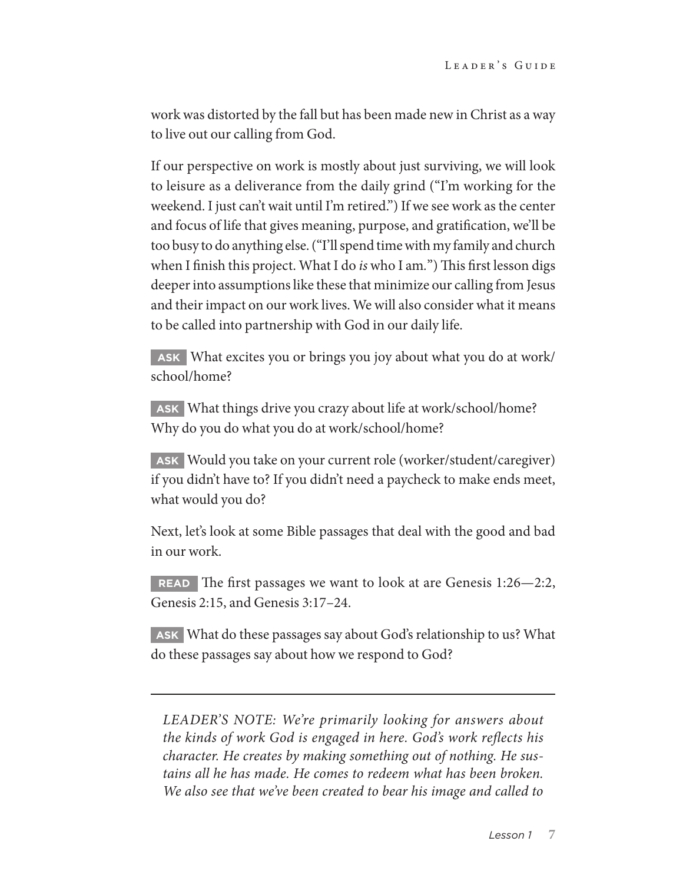work was distorted by the fall but has been made new in Christ as a way to live out our calling from God.

If our perspective on work is mostly about just surviving, we will look to leisure as a deliverance from the daily grind ("I'm working for the weekend. I just can't wait until I'm retired.") If we see work as the center and focus of life that gives meaning, purpose, and gratification, we'll be too busy to do anything else. ("I'll spend time with my family and church when I finish this project. What I do *is* who I am.") This first lesson digs deeper into assumptions like these that minimize our calling from Jesus and their impact on our work lives. We will also consider what it means to be called into partnership with God in our daily life.

**ASK** What excites you or brings you joy about what you do at work/school/home?

**ASK** What things drive you crazy about life at work/school/home? Why do you do what you do at work/school/home?

**ASK** Would you take on your current role (worker/student/caregiver) if you didn't have to? If you didn't need a paycheck to make ends meet, what would you do?

Next, let's look at some Bible passages that deal with the good and bad in our work.

**READ** The first passages we want to look at are Genesis 1:26—2:2, Genesis 2:15, and Genesis 3:17–24.

**ASK** What do these passages say about God's relationship to us? What do these passages say about how we respond to God?

---

*LEADER'S NOTE: We're primarily looking for answers about the kinds of work God is engaged in here. God's work reflects his character. He creates by making something out of nothing. He sustains all he has made. He comes to redeem what has been broken. We also see that we've been created to bear his image and called to*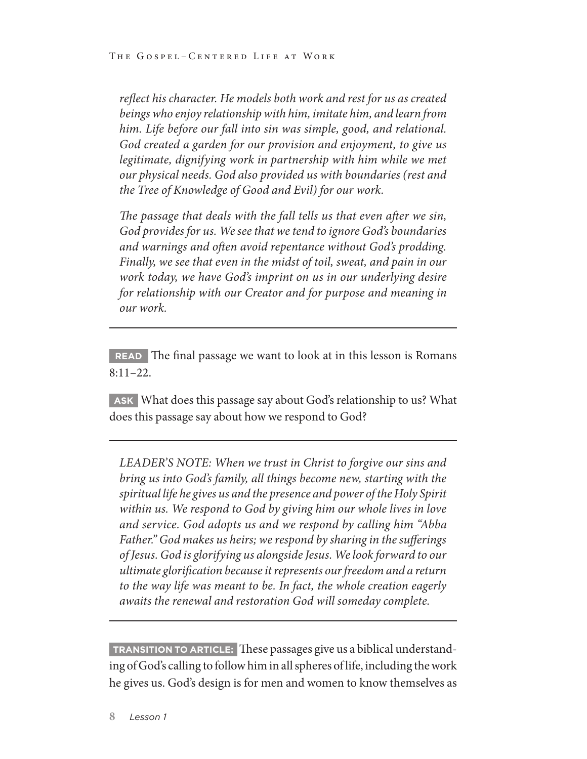*reflect his character. He models both work and rest for us as created beings who enjoy relationship with him, imitate him, and learn from him. Life before our fall into sin was simple, good, and relational. God created a garden for our provision and enjoyment, to give us legitimate, dignifying work in partnership with him while we met our physical needs. God also provided us with boundaries (rest and the Tree of Knowledge of Good and Evil) for our work.*

*The passage that deals with the fall tells us that even after we sin, God provides for us. We see that we tend to ignore God's boundaries and warnings and often avoid repentance without God's prodding. Finally, we see that even in the midst of toil, sweat, and pain in our work today, we have God's imprint on us in our underlying desire for relationship with our Creator and for purpose and meaning in our work.*

---

**READ** The final passage we want to look at in this lesson is Romans 8:11–22.

**ASK** What does this passage say about God's relationship to us? What does this passage say about how we respond to God?

---

*LEADER'S NOTE: When we trust in Christ to forgive our sins and bring us into God's family, all things become new, starting with the spiritual life he gives us and the presence and power of the Holy Spirit within us. We respond to God by giving him our whole lives in love and service. God adopts us and we respond by calling him "Abba Father." God makes us heirs; we respond by sharing in the sufferings of Jesus. God is glorifying us alongside Jesus. We look forward to our ultimate glorification because it represents our freedom and a return to the way life was meant to be. In fact, the whole creation eagerly awaits the renewal and restoration God will someday complete.*

---

**TRANSITION TO ARTICLE:** These passages give us a biblical understanding of God's calling to follow him in all spheres of life, including the work he gives us. God's design is for men and women to know themselves as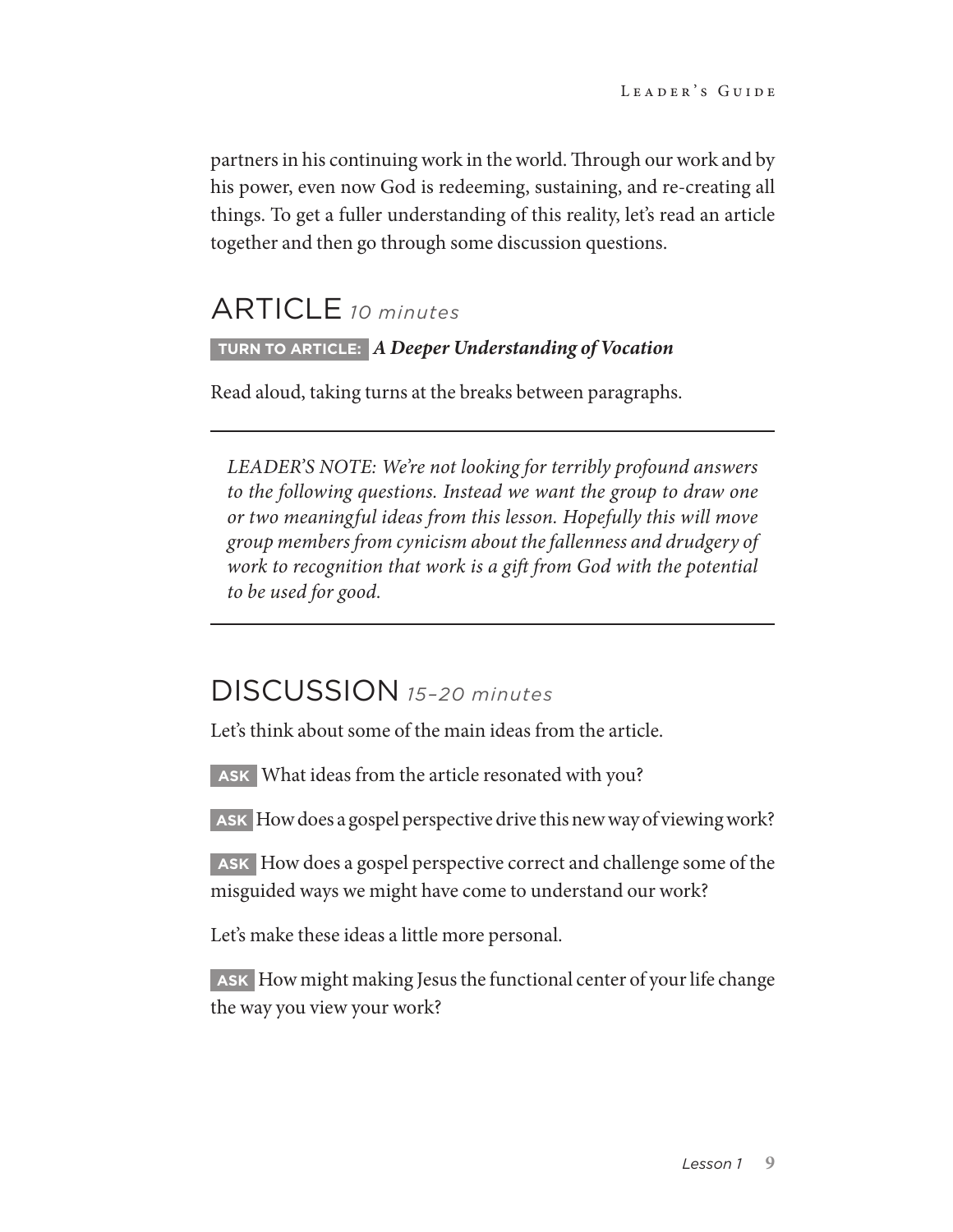partners in his continuing work in the world. Through our work and by his power, even now God is redeeming, sustaining, and re-creating all things. To get a fuller understanding of this reality, let's read an article together and then go through some discussion questions.

## ARTICLE *10 minutes*

**TURN TO ARTICLE:** ***A Deeper Understanding of Vocation***

Read aloud, taking turns at the breaks between paragraphs.

---

*LEADER'S NOTE: We're not looking for terribly profound answers to the following questions. Instead we want the group to draw one or two meaningful ideas from this lesson. Hopefully this will move group members from cynicism about the fallenness and drudgery of work to recognition that work is a gift from God with the potential to be used for good.*

---

## DISCUSSION *15–20 minutes*

Let's think about some of the main ideas from the article.

**ASK** What ideas from the article resonated with you?

**ASK** How does a gospel perspective drive this new way of viewing work?

**ASK** How does a gospel perspective correct and challenge some of the misguided ways we might have come to understand our work?

Let's make these ideas a little more personal.

**ASK** How might making Jesus the functional center of your life change the way you view your work?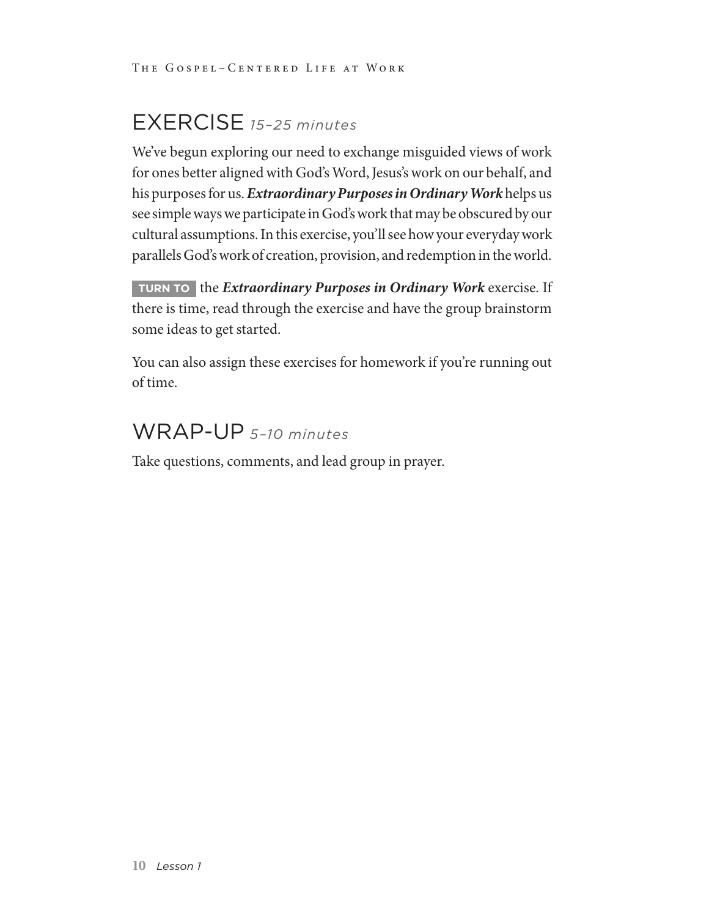## EXERCISE *15–25 minutes*

We've begun exploring our need to exchange misguided views of work for ones better aligned with God's Word, Jesus's work on our behalf, and his purposes for us. ***Extraordinary Purposes in Ordinary Work*** helps us see simple ways we participate in God's work that may be obscured by our cultural assumptions. In this exercise, you'll see how your everyday work parallels God's work of creation, provision, and redemption in the world.

**TURN TO** the ***Extraordinary Purposes in Ordinary Work*** exercise. If there is time, read through the exercise and have the group brainstorm some ideas to get started.

You can also assign these exercises for homework if you're running out of time.

## WRAP-UP *5–10 minutes*

Take questions, comments, and lead group in prayer.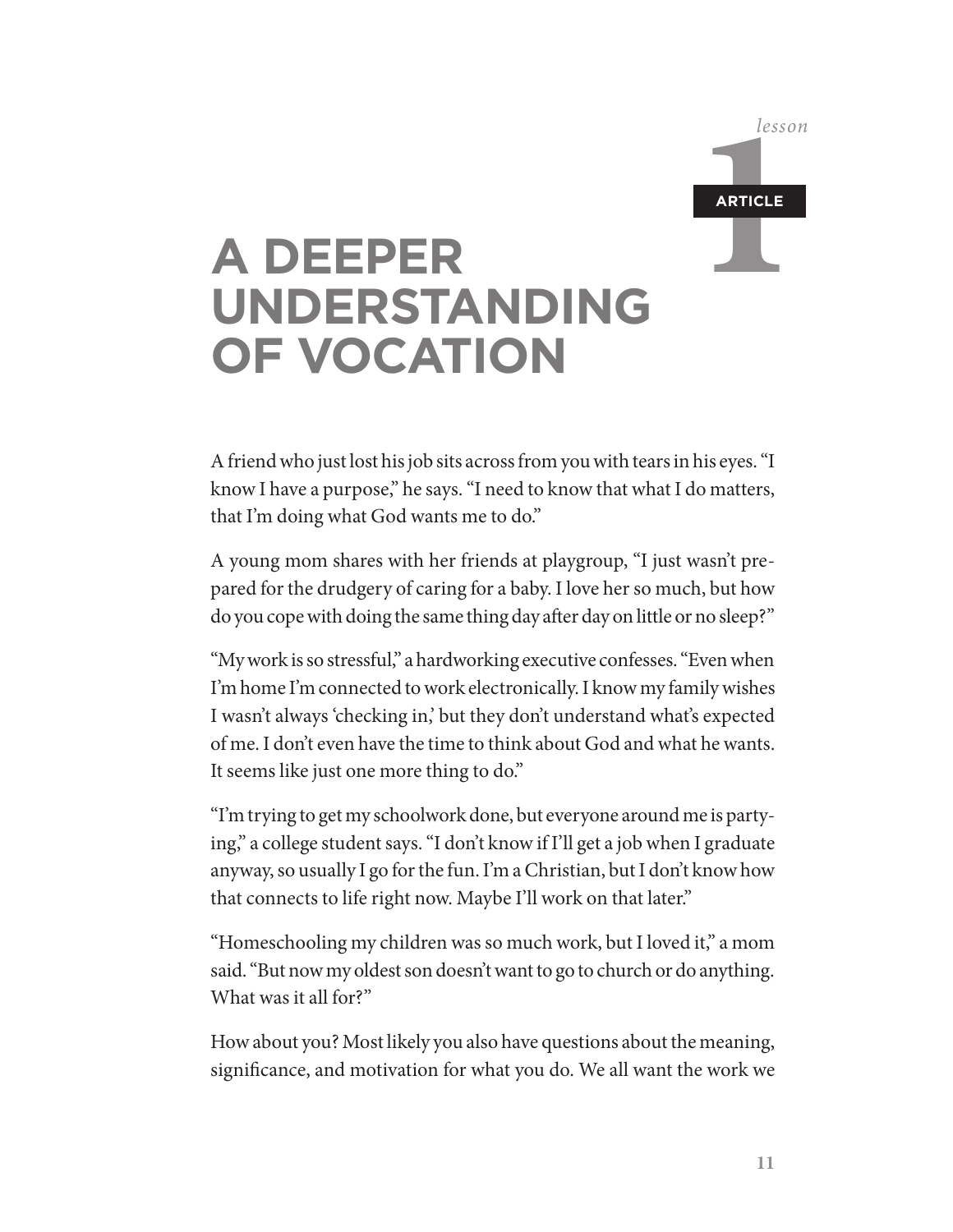*lesson* **1**

**ARTICLE**

# A DEEPER UNDERSTANDING OF VOCATION

A friend who just lost his job sits across from you with tears in his eyes. "I know I have a purpose," he says. "I need to know that what I do matters, that I'm doing what God wants me to do."

A young mom shares with her friends at playgroup, "I just wasn't prepared for the drudgery of caring for a baby. I love her so much, but how do you cope with doing the same thing day after day on little or no sleep?"

"My work is so stressful," a hardworking executive confesses. "Even when I'm home I'm connected to work electronically. I know my family wishes I wasn't always 'checking in,' but they don't understand what's expected of me. I don't even have the time to think about God and what he wants. It seems like just one more thing to do."

"I'm trying to get my schoolwork done, but everyone around me is partying," a college student says. "I don't know if I'll get a job when I graduate anyway, so usually I go for the fun. I'm a Christian, but I don't know how that connects to life right now. Maybe I'll work on that later."

"Homeschooling my children was so much work, but I loved it," a mom said. "But now my oldest son doesn't want to go to church or do anything. What was it all for?"

How about you? Most likely you also have questions about the meaning, significance, and motivation for what you do. We all want the work we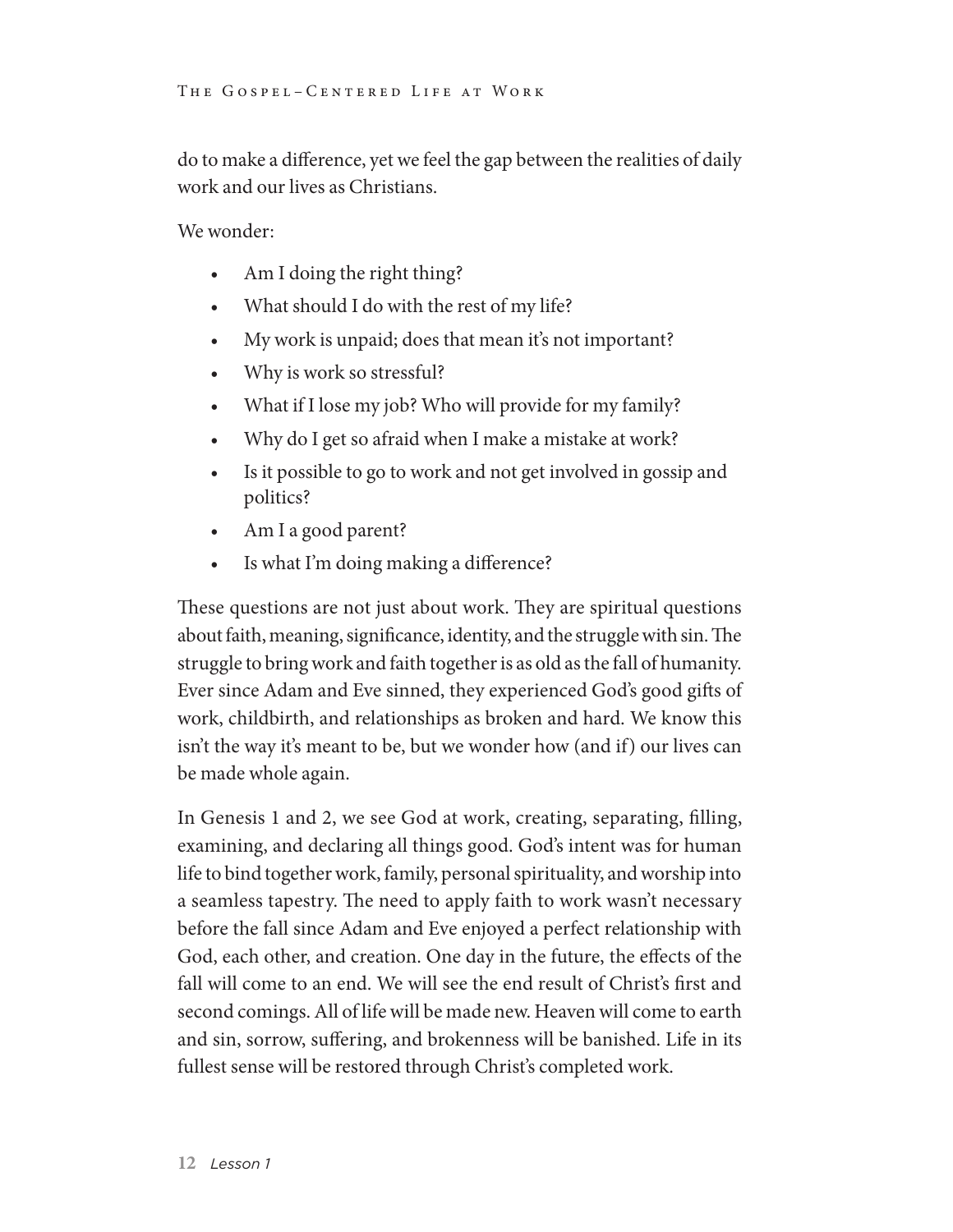do to make a difference, yet we feel the gap between the realities of daily work and our lives as Christians.

We wonder:

- Am I doing the right thing?
- What should I do with the rest of my life?
- My work is unpaid; does that mean it's not important?
- Why is work so stressful?
- What if I lose my job? Who will provide for my family?
- Why do I get so afraid when I make a mistake at work?
- Is it possible to go to work and not get involved in gossip and politics?
- Am I a good parent?
- Is what I'm doing making a difference?

These questions are not just about work. They are spiritual questions about faith, meaning, significance, identity, and the struggle with sin. The struggle to bring work and faith together is as old as the fall of humanity. Ever since Adam and Eve sinned, they experienced God's good gifts of work, childbirth, and relationships as broken and hard. We know this isn't the way it's meant to be, but we wonder how (and if) our lives can be made whole again.

In Genesis 1 and 2, we see God at work, creating, separating, filling, examining, and declaring all things good. God's intent was for human life to bind together work, family, personal spirituality, and worship into a seamless tapestry. The need to apply faith to work wasn't necessary before the fall since Adam and Eve enjoyed a perfect relationship with God, each other, and creation. One day in the future, the effects of the fall will come to an end. We will see the end result of Christ's first and second comings. All of life will be made new. Heaven will come to earth and sin, sorrow, suffering, and brokenness will be banished. Life in its fullest sense will be restored through Christ's completed work.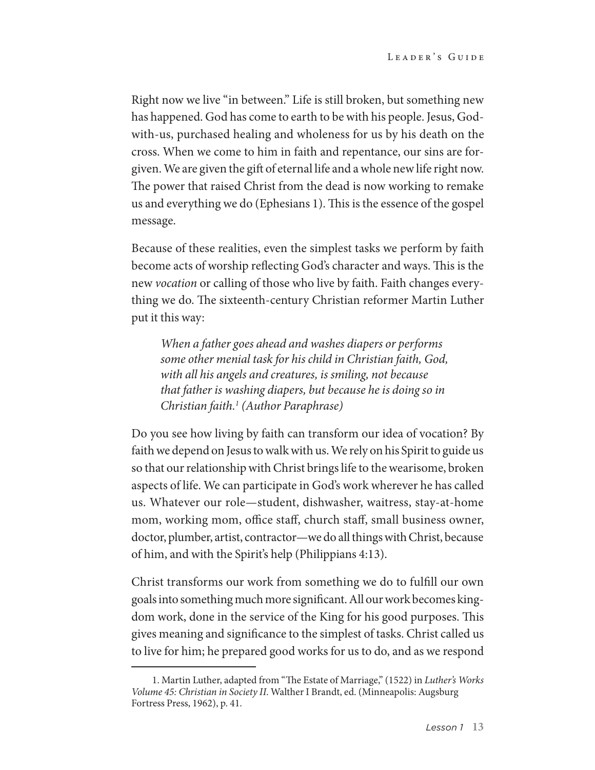Right now we live "in between." Life is still broken, but something new has happened. God has come to earth to be with his people. Jesus, God-with-us, purchased healing and wholeness for us by his death on the cross. When we come to him in faith and repentance, our sins are forgiven. We are given the gift of eternal life and a whole new life right now. The power that raised Christ from the dead is now working to remake us and everything we do (Ephesians 1). This is the essence of the gospel message.

Because of these realities, even the simplest tasks we perform by faith become acts of worship reflecting God's character and ways. This is the new *vocation* or calling of those who live by faith. Faith changes everything we do. The sixteenth-century Christian reformer Martin Luther put it this way:

> *When a father goes ahead and washes diapers or performs some other menial task for his child in Christian faith, God, with all his angels and creatures, is smiling, not because that father is washing diapers, but because he is doing so in Christian faith.[1] (Author Paraphrase)*

Do you see how living by faith can transform our idea of vocation? By faith we depend on Jesus to walk with us. We rely on his Spirit to guide us so that our relationship with Christ brings life to the wearisome, broken aspects of life. We can participate in God's work wherever he has called us. Whatever our role—student, dishwasher, waitress, stay-at-home mom, working mom, office staff, church staff, small business owner, doctor, plumber, artist, contractor—we do all things with Christ, because of him, and with the Spirit's help (Philippians 4:13).

Christ transforms our work from something we do to fulfill our own goals into something much more significant. All our work becomes kingdom work, done in the service of the King for his good purposes. This gives meaning and significance to the simplest of tasks. Christ called us to live for him; he prepared good works for us to do, and as we respond

---

1. Martin Luther, adapted from "The Estate of Marriage," (1522) in *Luther's Works Volume 45: Christian in Society II*. Walther I Brandt, ed. (Minneapolis: Augsburg Fortress Press, 1962), p. 41.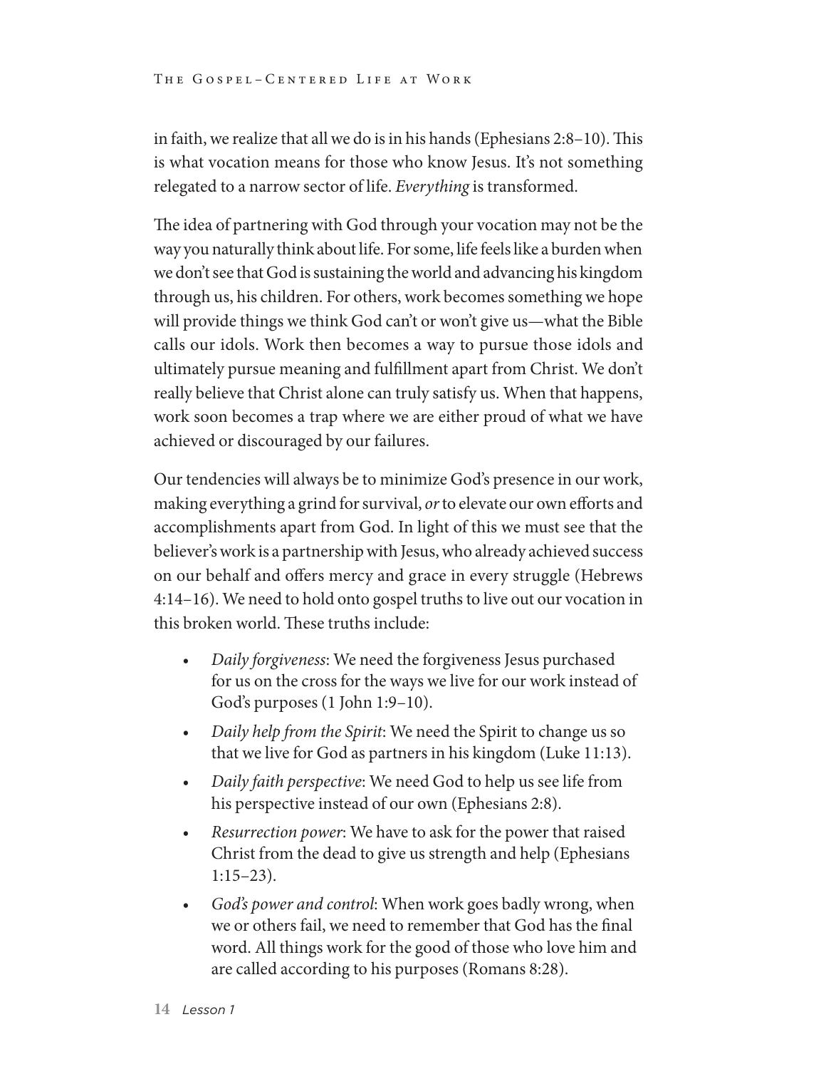in faith, we realize that all we do is in his hands (Ephesians 2:8–10). This is what vocation means for those who know Jesus. It's not something relegated to a narrow sector of life. *Everything* is transformed.

The idea of partnering with God through your vocation may not be the way you naturally think about life. For some, life feels like a burden when we don't see that God is sustaining the world and advancing his kingdom through us, his children. For others, work becomes something we hope will provide things we think God can't or won't give us—what the Bible calls our idols. Work then becomes a way to pursue those idols and ultimately pursue meaning and fulfillment apart from Christ. We don't really believe that Christ alone can truly satisfy us. When that happens, work soon becomes a trap where we are either proud of what we have achieved or discouraged by our failures.

Our tendencies will always be to minimize God's presence in our work, making everything a grind for survival, *or* to elevate our own efforts and accomplishments apart from God. In light of this we must see that the believer's work is a partnership with Jesus, who already achieved success on our behalf and offers mercy and grace in every struggle (Hebrews 4:14–16). We need to hold onto gospel truths to live out our vocation in this broken world. These truths include:

- *Daily forgiveness*: We need the forgiveness Jesus purchased for us on the cross for the ways we live for our work instead of God's purposes (1 John 1:9–10).
- *Daily help from the Spirit*: We need the Spirit to change us so that we live for God as partners in his kingdom (Luke 11:13).
- *Daily faith perspective*: We need God to help us see life from his perspective instead of our own (Ephesians 2:8).
- *Resurrection power*: We have to ask for the power that raised Christ from the dead to give us strength and help (Ephesians 1:15–23).
- *God's power and control*: When work goes badly wrong, when we or others fail, we need to remember that God has the final word. All things work for the good of those who love him and are called according to his purposes (Romans 8:28).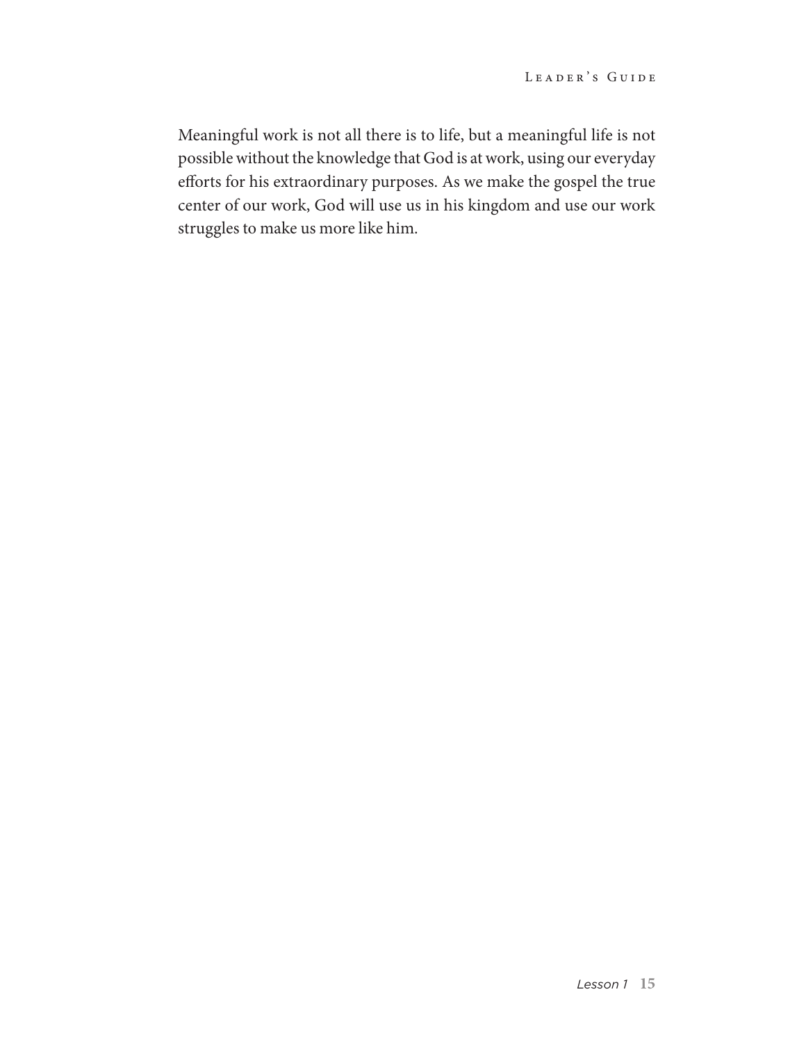Meaningful work is not all there is to life, but a meaningful life is not possible without the knowledge that God is at work, using our everyday efforts for his extraordinary purposes. As we make the gospel the true center of our work, God will use us in his kingdom and use our work struggles to make us more like him.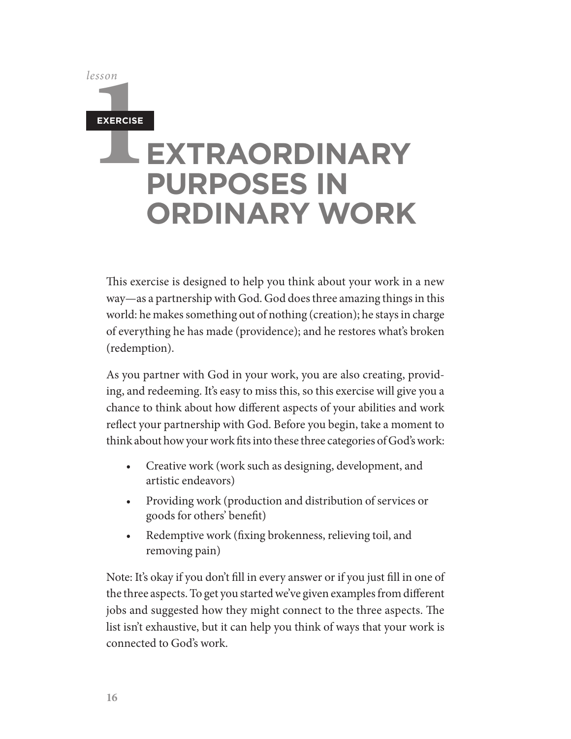*lesson* 1

**EXERCISE**

# EXTRAORDINARY PURPOSES IN ORDINARY WORK

This exercise is designed to help you think about your work in a new way—as a partnership with God. God does three amazing things in this world: he makes something out of nothing (creation); he stays in charge of everything he has made (providence); and he restores what's broken (redemption).

As you partner with God in your work, you are also creating, providing, and redeeming. It's easy to miss this, so this exercise will give you a chance to think about how different aspects of your abilities and work reflect your partnership with God. Before you begin, take a moment to think about how your work fits into these three categories of God's work:

- Creative work (work such as designing, development, and artistic endeavors)
- Providing work (production and distribution of services or goods for others' benefit)
- Redemptive work (fixing brokenness, relieving toil, and removing pain)

Note: It's okay if you don't fill in every answer or if you just fill in one of the three aspects. To get you started we've given examples from different jobs and suggested how they might connect to the three aspects. The list isn't exhaustive, but it can help you think of ways that your work is connected to God's work.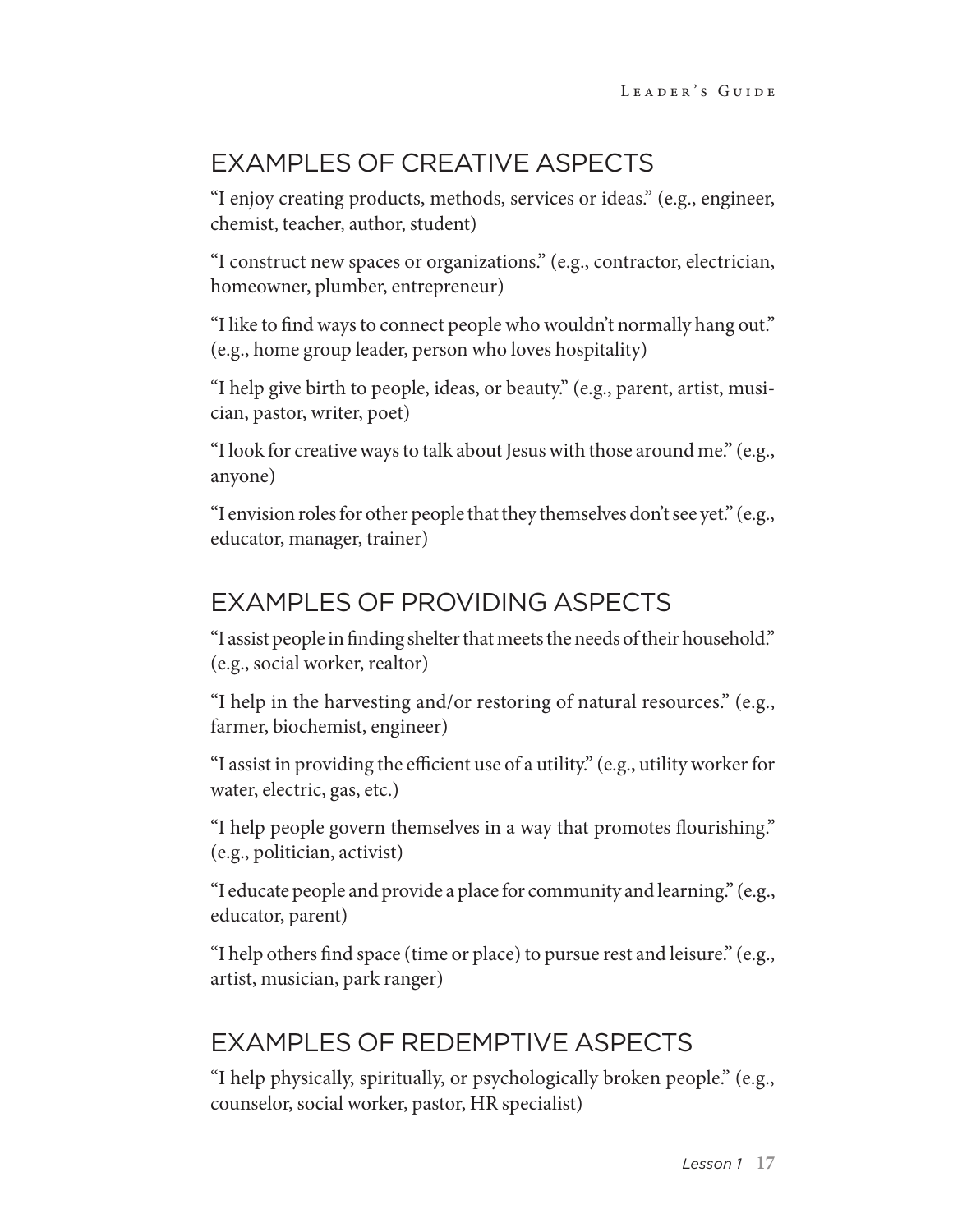## EXAMPLES OF CREATIVE ASPECTS

"I enjoy creating products, methods, services or ideas." (e.g., engineer, chemist, teacher, author, student)

"I construct new spaces or organizations." (e.g., contractor, electrician, homeowner, plumber, entrepreneur)

"I like to find ways to connect people who wouldn't normally hang out." (e.g., home group leader, person who loves hospitality)

"I help give birth to people, ideas, or beauty." (e.g., parent, artist, musician, pastor, writer, poet)

"I look for creative ways to talk about Jesus with those around me." (e.g., anyone)

"I envision roles for other people that they themselves don't see yet." (e.g., educator, manager, trainer)

## EXAMPLES OF PROVIDING ASPECTS

"I assist people in finding shelter that meets the needs of their household." (e.g., social worker, realtor)

"I help in the harvesting and/or restoring of natural resources." (e.g., farmer, biochemist, engineer)

"I assist in providing the efficient use of a utility." (e.g., utility worker for water, electric, gas, etc.)

"I help people govern themselves in a way that promotes flourishing." (e.g., politician, activist)

"I educate people and provide a place for community and learning." (e.g., educator, parent)

"I help others find space (time or place) to pursue rest and leisure." (e.g., artist, musician, park ranger)

## EXAMPLES OF REDEMPTIVE ASPECTS

"I help physically, spiritually, or psychologically broken people." (e.g., counselor, social worker, pastor, HR specialist)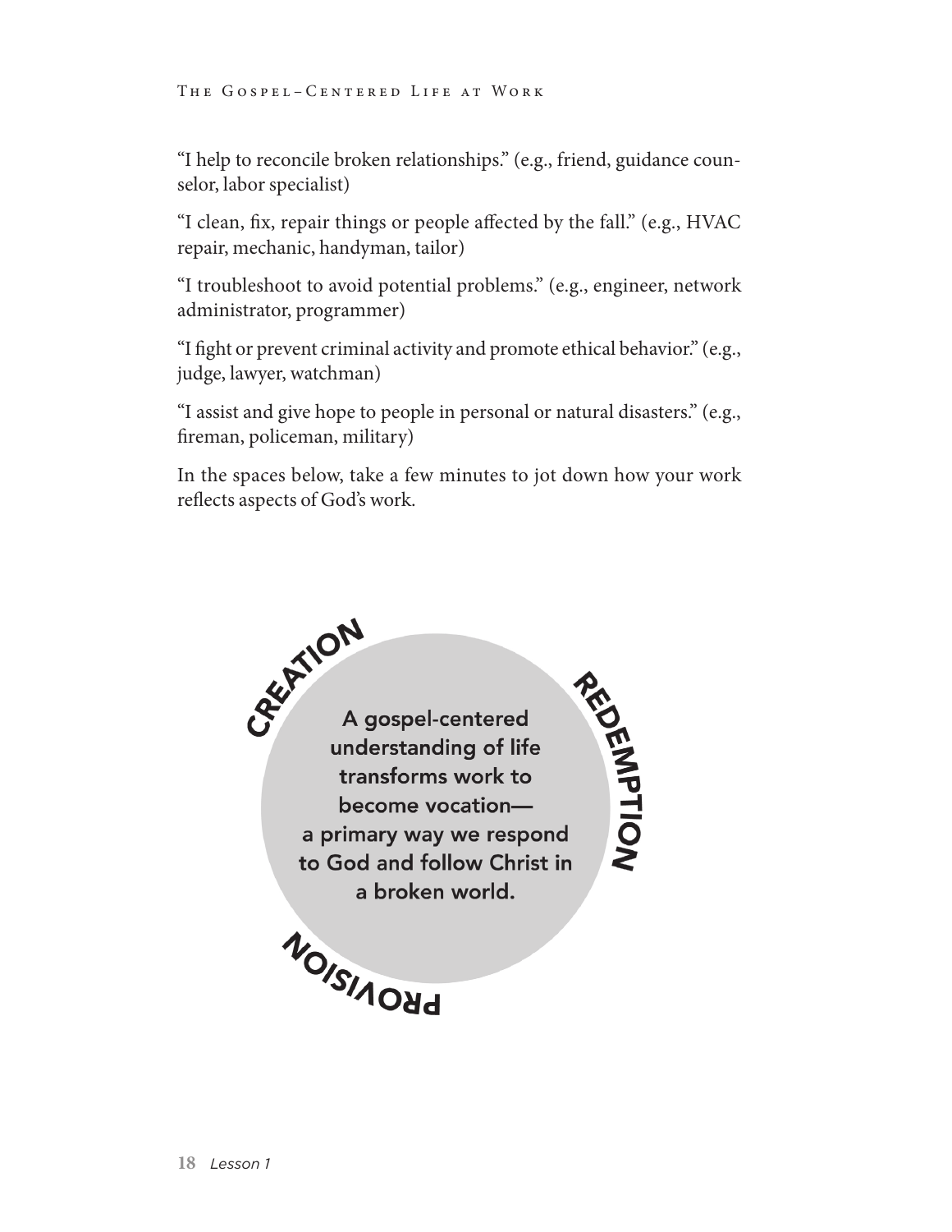"I help to reconcile broken relationships." (e.g., friend, guidance counselor, labor specialist)

"I clean, fix, repair things or people affected by the fall." (e.g., HVAC repair, mechanic, handyman, tailor)

"I troubleshoot to avoid potential problems." (e.g., engineer, network administrator, programmer)

"I fight or prevent criminal activity and promote ethical behavior." (e.g., judge, lawyer, watchman)

"I assist and give hope to people in personal or natural disasters." (e.g., fireman, policeman, military)

In the spaces below, take a few minutes to jot down how your work reflects aspects of God's work.

CREATION

REDEMPTION

PROVISION

A gospel-centered understanding of life transforms work to become vocation—a primary way we respond to God and follow Christ in a broken world.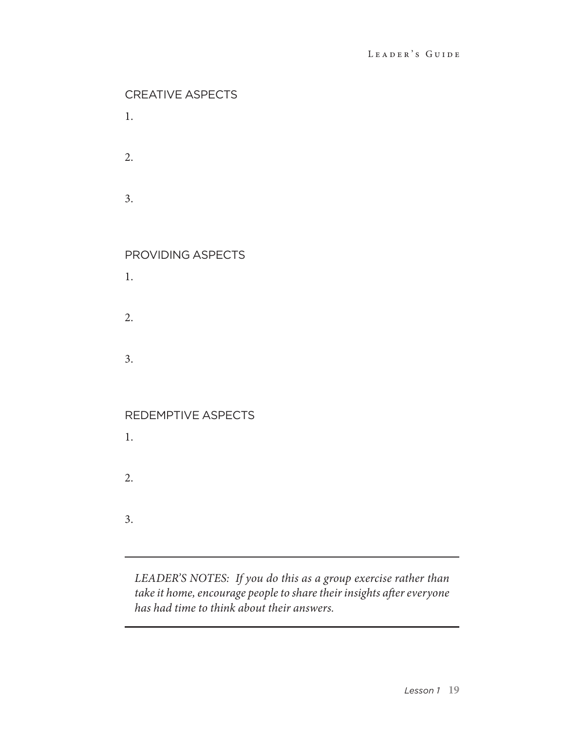## CREATIVE ASPECTS

1.

2.

3.

## PROVIDING ASPECTS

1.

2.

3.

## REDEMPTIVE ASPECTS

1.

2.

3.

---

*LEADER'S NOTES: If you do this as a group exercise rather than take it home, encourage people to share their insights after everyone has had time to think about their answers.*

---